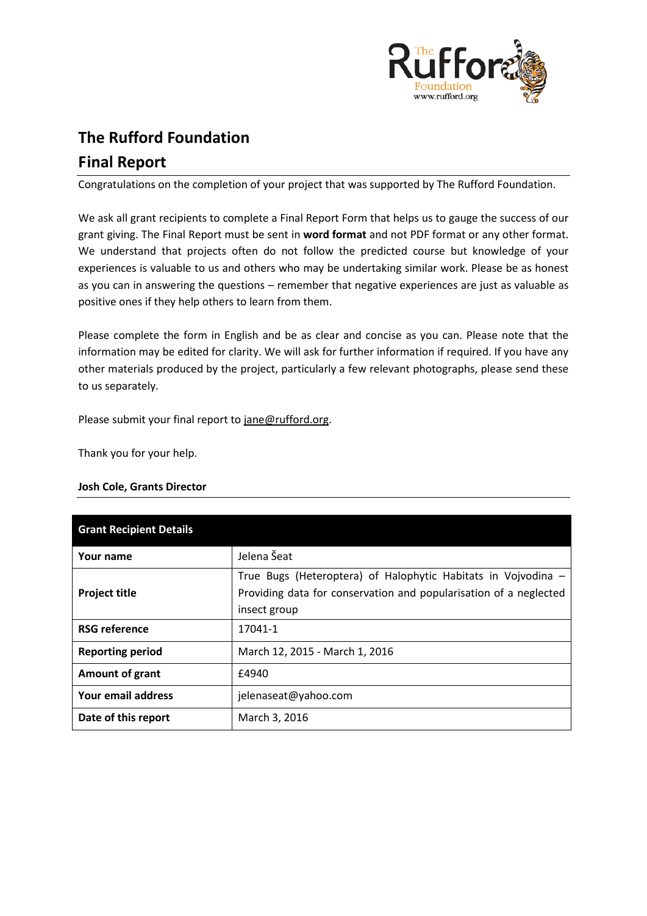# The Rufford Foundation

## Final Report

Congratulations on the completion of your project that was supported by The Rufford Foundation.

We ask all grant recipients to complete a Final Report Form that helps us to gauge the success of our grant giving. The Final Report must be sent in **word format** and not PDF format or any other format. We understand that projects often do not follow the predicted course but knowledge of your experiences is valuable to us and others who may be undertaking similar work. Please be as honest as you can in answering the questions – remember that negative experiences are just as valuable as positive ones if they help others to learn from them.

Please complete the form in English and be as clear and concise as you can. Please note that the information may be edited for clarity. We will ask for further information if required. If you have any other materials produced by the project, particularly a few relevant photographs, please send these to us separately.

Please submit your final report to jane@rufford.org.

Thank you for your help.

**Josh Cole, Grants Director**

| **Grant Recipient Details** | |
|---|---|
| **Your name** | Jelena Šeat |
| **Project title** | True Bugs (Heteroptera) of Halophytic Habitats in Vojvodina – Providing data for conservation and popularisation of a neglected insect group |
| **RSG reference** | 17041-1 |
| **Reporting period** | March 12, 2015 - March 1, 2016 |
| **Amount of grant** | £4940 |
| **Your email address** | jelenaseat@yahoo.com |
| **Date of this report** | March 3, 2016 |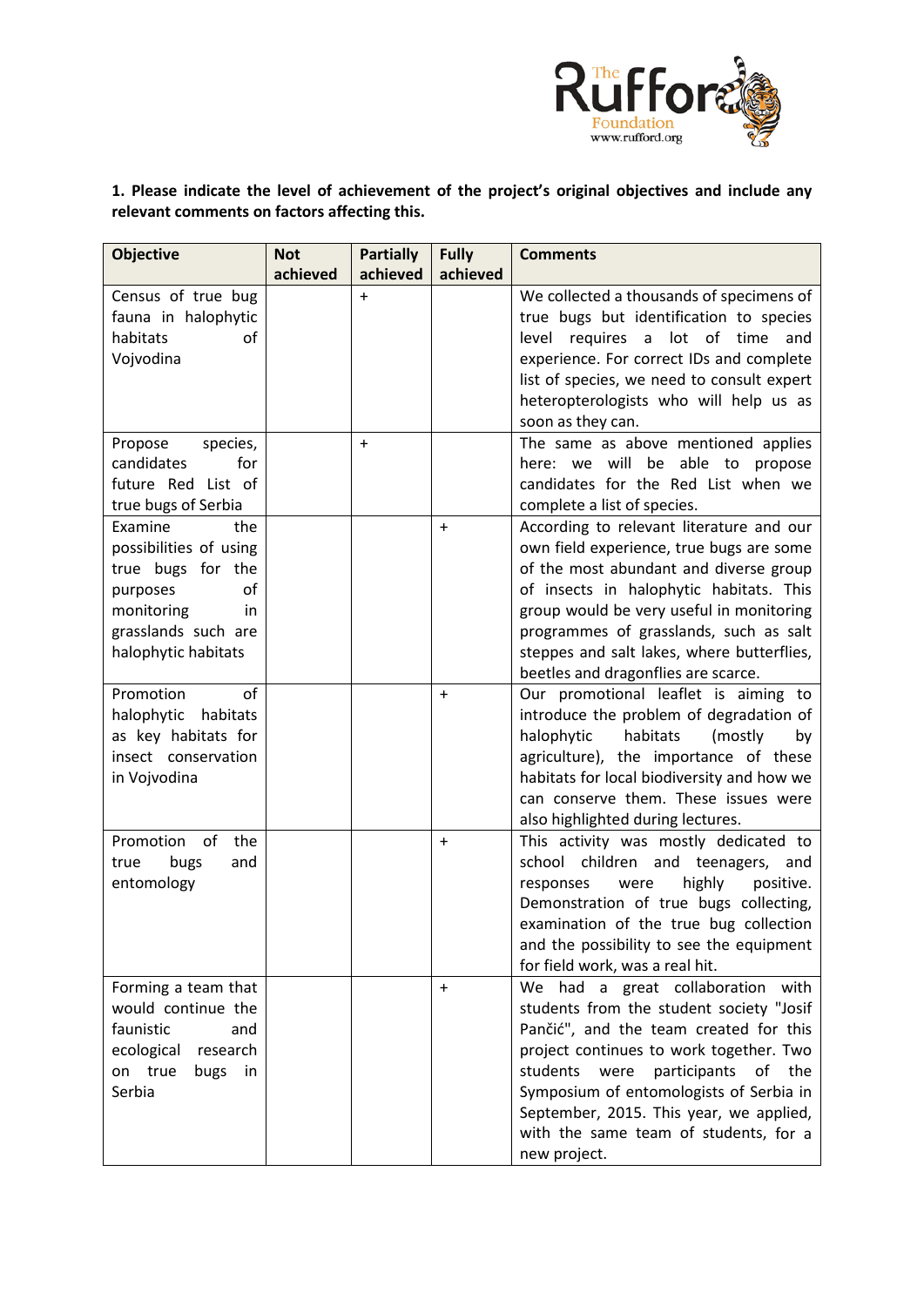**1. Please indicate the level of achievement of the project's original objectives and include any relevant comments on factors affecting this.**

| Objective | Not achieved | Partially achieved | Fully achieved | Comments |
|---|---|---|---|---|
| Census of true bug fauna in halophytic habitats of Vojvodina | | + | | We collected a thousands of specimens of true bugs but identification to species level requires a lot of time and experience. For correct IDs and complete list of species, we need to consult expert heteropterologists who will help us as soon as they can. |
| Propose species, candidates for future Red List of true bugs of Serbia | | + | | The same as above mentioned applies here: we will be able to propose candidates for the Red List when we complete a list of species. |
| Examine the possibilities of using true bugs for the purposes of monitoring in grasslands such are halophytic habitats | | | + | According to relevant literature and our own field experience, true bugs are some of the most abundant and diverse group of insects in halophytic habitats. This group would be very useful in monitoring programmes of grasslands, such as salt steppes and salt lakes, where butterflies, beetles and dragonflies are scarce. |
| Promotion of halophytic habitats as key habitats for insect conservation in Vojvodina | | | + | Our promotional leaflet is aiming to introduce the problem of degradation of halophytic habitats (mostly by agriculture), the importance of these habitats for local biodiversity and how we can conserve them. These issues were also highlighted during lectures. |
| Promotion of the true bugs and entomology | | | + | This activity was mostly dedicated to school children and teenagers, and responses were highly positive. Demonstration of true bugs collecting, examination of the true bug collection and the possibility to see the equipment for field work, was a real hit. |
| Forming a team that would continue the faunistic and ecological research on true bugs in Serbia | | | + | We had a great collaboration with students from the student society "Josif Pančić", and the team created for this project continues to work together. Two students were participants of the Symposium of entomologists of Serbia in September, 2015. This year, we applied, with the same team of students, for a new project. |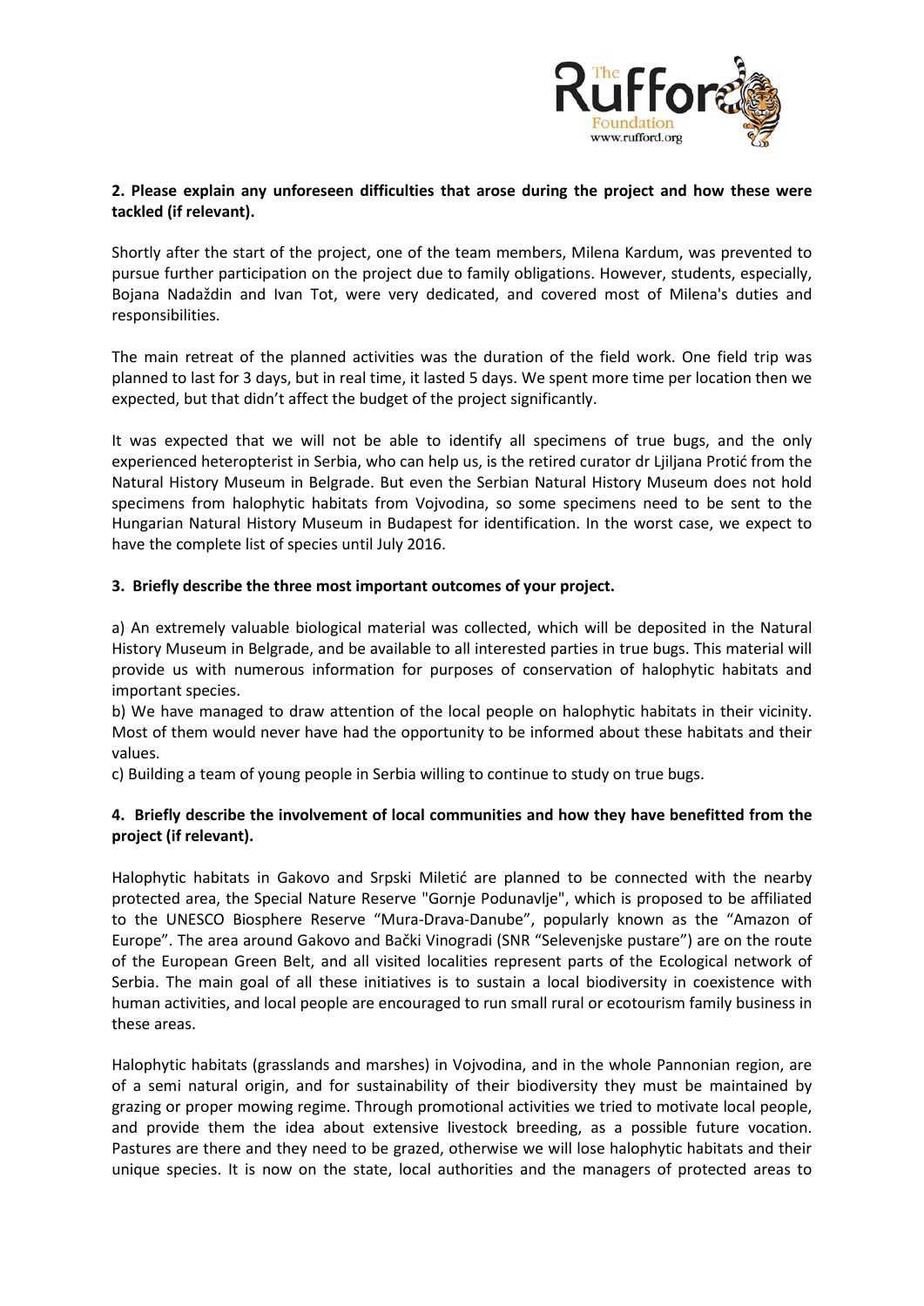**2. Please explain any unforeseen difficulties that arose during the project and how these were tackled (if relevant).**

Shortly after the start of the project, one of the team members, Milena Kardum, was prevented to pursue further participation on the project due to family obligations. However, students, especially, Bojana Nadaždin and Ivan Tot, were very dedicated, and covered most of Milena's duties and responsibilities.

The main retreat of the planned activities was the duration of the field work. One field trip was planned to last for 3 days, but in real time, it lasted 5 days. We spent more time per location then we expected, but that didn't affect the budget of the project significantly.

It was expected that we will not be able to identify all specimens of true bugs, and the only experienced heteropterist in Serbia, who can help us, is the retired curator dr Ljiljana Protić from the Natural History Museum in Belgrade. But even the Serbian Natural History Museum does not hold specimens from halophytic habitats from Vojvodina, so some specimens need to be sent to the Hungarian Natural History Museum in Budapest for identification. In the worst case, we expect to have the complete list of species until July 2016.

**3. Briefly describe the three most important outcomes of your project.**

a) An extremely valuable biological material was collected, which will be deposited in the Natural History Museum in Belgrade, and be available to all interested parties in true bugs. This material will provide us with numerous information for purposes of conservation of halophytic habitats and important species.
b) We have managed to draw attention of the local people on halophytic habitats in their vicinity. Most of them would never have had the opportunity to be informed about these habitats and their values.
c) Building a team of young people in Serbia willing to continue to study on true bugs.

**4. Briefly describe the involvement of local communities and how they have benefitted from the project (if relevant).**

Halophytic habitats in Gakovo and Srpski Miletić are planned to be connected with the nearby protected area, the Special Nature Reserve "Gornje Podunavlje", which is proposed to be affiliated to the UNESCO Biosphere Reserve "Mura-Drava-Danube", popularly known as the "Amazon of Europe". The area around Gakovo and Bački Vinogradi (SNR "Selevenjske pustare") are on the route of the European Green Belt, and all visited localities represent parts of the Ecological network of Serbia. The main goal of all these initiatives is to sustain a local biodiversity in coexistence with human activities, and local people are encouraged to run small rural or ecotourism family business in these areas.

Halophytic habitats (grasslands and marshes) in Vojvodina, and in the whole Pannonian region, are of a semi natural origin, and for sustainability of their biodiversity they must be maintained by grazing or proper mowing regime. Through promotional activities we tried to motivate local people, and provide them the idea about extensive livestock breeding, as a possible future vocation. Pastures are there and they need to be grazed, otherwise we will lose halophytic habitats and their unique species. It is now on the state, local authorities and the managers of protected areas to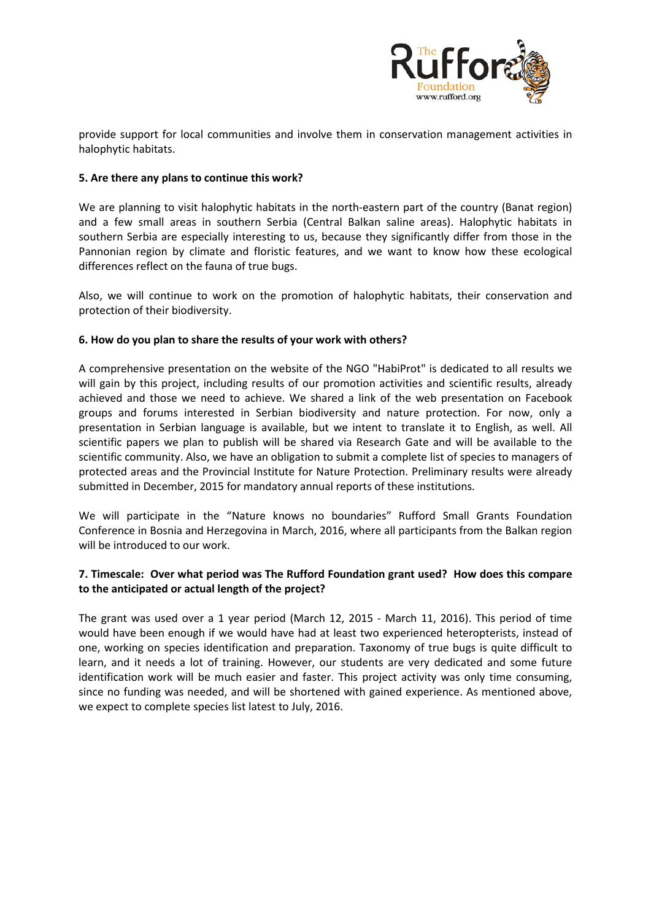provide support for local communities and involve them in conservation management activities in halophytic habitats.

**5. Are there any plans to continue this work?**

We are planning to visit halophytic habitats in the north-eastern part of the country (Banat region) and a few small areas in southern Serbia (Central Balkan saline areas). Halophytic habitats in southern Serbia are especially interesting to us, because they significantly differ from those in the Pannonian region by climate and floristic features, and we want to know how these ecological differences reflect on the fauna of true bugs.

Also, we will continue to work on the promotion of halophytic habitats, their conservation and protection of their biodiversity.

**6. How do you plan to share the results of your work with others?**

A comprehensive presentation on the website of the NGO "HabiProt" is dedicated to all results we will gain by this project, including results of our promotion activities and scientific results, already achieved and those we need to achieve. We shared a link of the web presentation on Facebook groups and forums interested in Serbian biodiversity and nature protection. For now, only a presentation in Serbian language is available, but we intent to translate it to English, as well. All scientific papers we plan to publish will be shared via Research Gate and will be available to the scientific community. Also, we have an obligation to submit a complete list of species to managers of protected areas and the Provincial Institute for Nature Protection. Preliminary results were already submitted in December, 2015 for mandatory annual reports of these institutions.

We will participate in the "Nature knows no boundaries" Rufford Small Grants Foundation Conference in Bosnia and Herzegovina in March, 2016, where all participants from the Balkan region will be introduced to our work.

**7. Timescale: Over what period was The Rufford Foundation grant used? How does this compare to the anticipated or actual length of the project?**

The grant was used over a 1 year period (March 12, 2015 - March 11, 2016). This period of time would have been enough if we would have had at least two experienced heteropterists, instead of one, working on species identification and preparation. Taxonomy of true bugs is quite difficult to learn, and it needs a lot of training. However, our students are very dedicated and some future identification work will be much easier and faster. This project activity was only time consuming, since no funding was needed, and will be shortened with gained experience. As mentioned above, we expect to complete species list latest to July, 2016.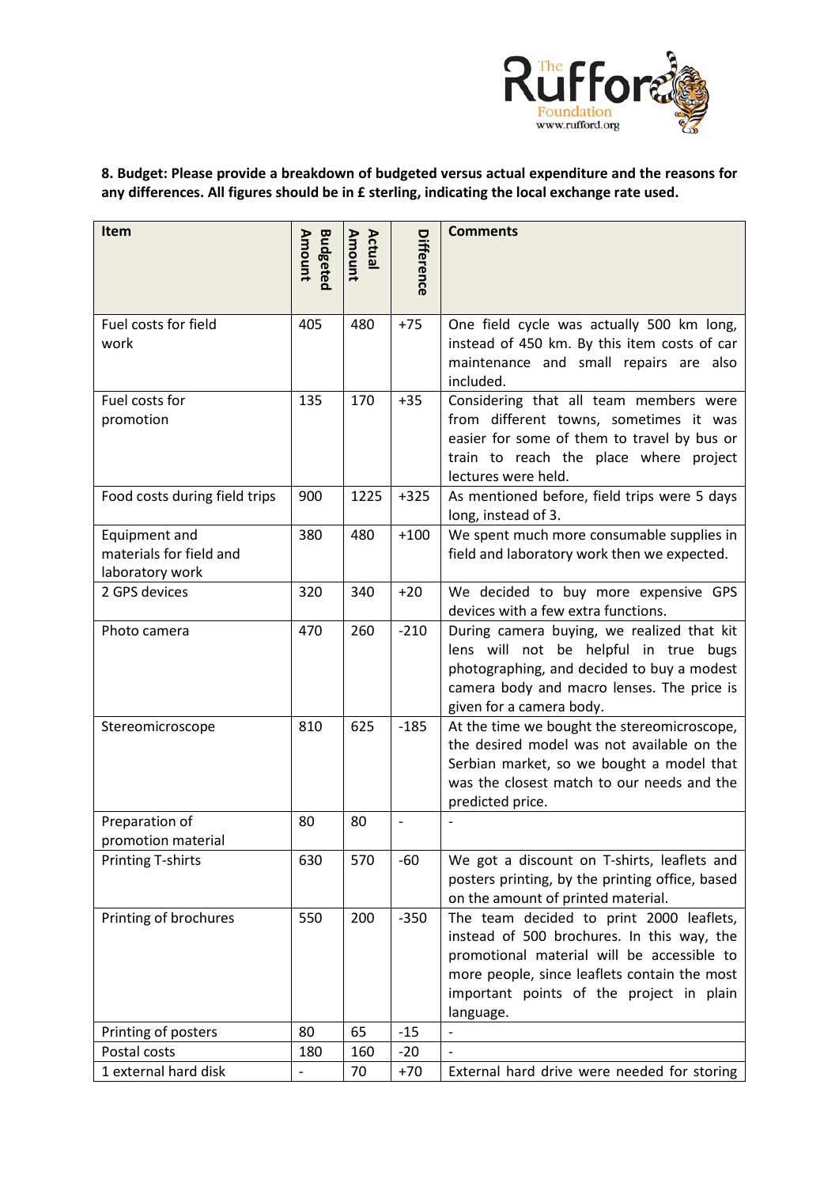**8. Budget: Please provide a breakdown of budgeted versus actual expenditure and the reasons for any differences. All figures should be in £ sterling, indicating the local exchange rate used.**

| Item | Budgeted Amount | Actual Amount | Difference | Comments |
|---|---|---|---|---|
| Fuel costs for field work | 405 | 480 | +75 | One field cycle was actually 500 km long, instead of 450 km. By this item costs of car maintenance and small repairs are also included. |
| Fuel costs for promotion | 135 | 170 | +35 | Considering that all team members were from different towns, sometimes it was easier for some of them to travel by bus or train to reach the place where project lectures were held. |
| Food costs during field trips | 900 | 1225 | +325 | As mentioned before, field trips were 5 days long, instead of 3. |
| Equipment and materials for field and laboratory work | 380 | 480 | +100 | We spent much more consumable supplies in field and laboratory work then we expected. |
| 2 GPS devices | 320 | 340 | +20 | We decided to buy more expensive GPS devices with a few extra functions. |
| Photo camera | 470 | 260 | -210 | During camera buying, we realized that kit lens will not be helpful in true bugs photographing, and decided to buy a modest camera body and macro lenses. The price is given for a camera body. |
| Stereomicroscope | 810 | 625 | -185 | At the time we bought the stereomicroscope, the desired model was not available on the Serbian market, so we bought a model that was the closest match to our needs and the predicted price. |
| Preparation of promotion material | 80 | 80 | - | - |
| Printing T-shirts | 630 | 570 | -60 | We got a discount on T-shirts, leaflets and posters printing, by the printing office, based on the amount of printed material. |
| Printing of brochures | 550 | 200 | -350 | The team decided to print 2000 leaflets, instead of 500 brochures. In this way, the promotional material will be accessible to more people, since leaflets contain the most important points of the project in plain language. |
| Printing of posters | 80 | 65 | -15 | - |
| Postal costs | 180 | 160 | -20 | - |
| 1 external hard disk | - | 70 | +70 | External hard drive were needed for storing |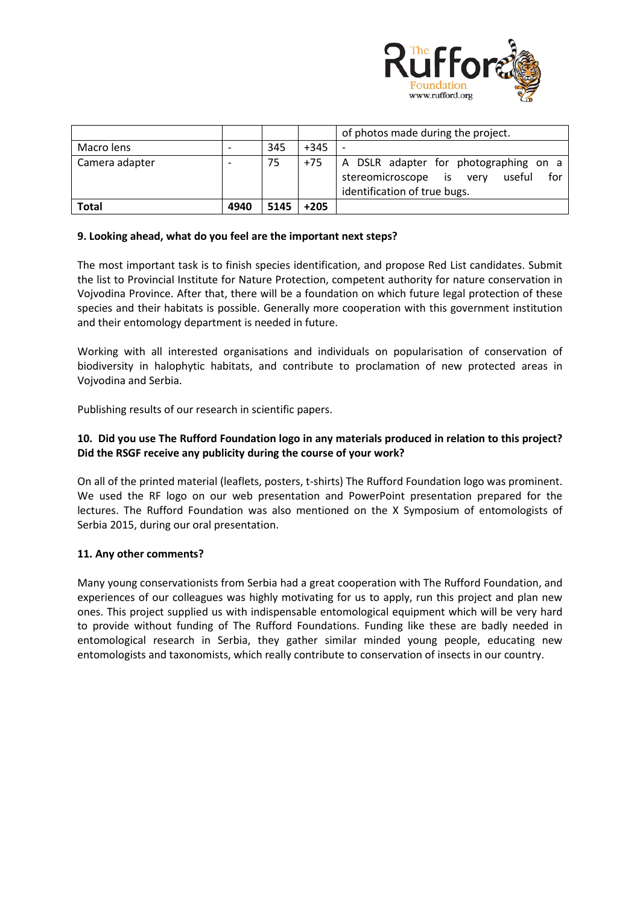| | | | | |
|---|---|---|---|---|
| | | | | of photos made during the project. |
| Macro lens | - | 345 | +345 | - |
| Camera adapter | - | 75 | +75 | A DSLR adapter for photographing on a stereomicroscope is very useful for identification of true bugs. |
| **Total** | **4940** | **5145** | **+205** | |

**9. Looking ahead, what do you feel are the important next steps?**

The most important task is to finish species identification, and propose Red List candidates. Submit the list to Provincial Institute for Nature Protection, competent authority for nature conservation in Vojvodina Province. After that, there will be a foundation on which future legal protection of these species and their habitats is possible. Generally more cooperation with this government institution and their entomology department is needed in future.

Working with all interested organisations and individuals on popularisation of conservation of biodiversity in halophytic habitats, and contribute to proclamation of new protected areas in Vojvodina and Serbia.

Publishing results of our research in scientific papers.

**10. Did you use The Rufford Foundation logo in any materials produced in relation to this project? Did the RSGF receive any publicity during the course of your work?**

On all of the printed material (leaflets, posters, t-shirts) The Rufford Foundation logo was prominent. We used the RF logo on our web presentation and PowerPoint presentation prepared for the lectures. The Rufford Foundation was also mentioned on the X Symposium of entomologists of Serbia 2015, during our oral presentation.

**11. Any other comments?**

Many young conservationists from Serbia had a great cooperation with The Rufford Foundation, and experiences of our colleagues was highly motivating for us to apply, run this project and plan new ones. This project supplied us with indispensable entomological equipment which will be very hard to provide without funding of The Rufford Foundations. Funding like these are badly needed in entomological research in Serbia, they gather similar minded young people, educating new entomologists and taxonomists, which really contribute to conservation of insects in our country.